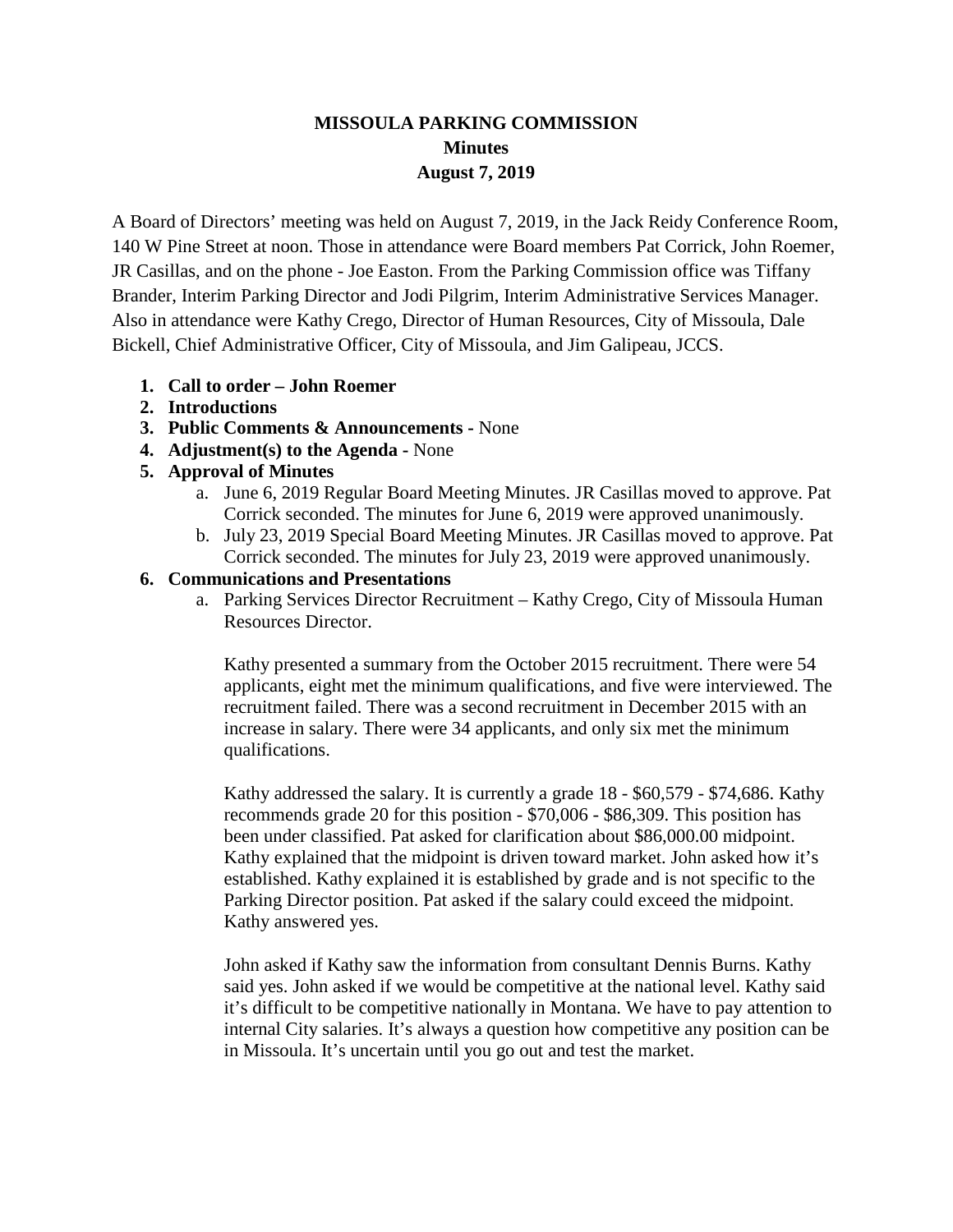# MISSOULA PARKING COMMISSION

## Minutes

## August 7, 2019

A Board of Directors' meeting was held on August 7, 2019, in the Jack Reidy Conference Room, 140 W Pine Street at noon. Those in attendance were Board members Pat Corrick, John Roemer, JR Casillas, and on the phone - Joe Easton. From the Parking Commission office was Tiffany Brander, Interim Parking Director and Jodi Pilgrim, Interim Administrative Services Manager. Also in attendance were Kathy Crego, Director of Human Resources, City of Missoula, Dale Bickell, Chief Administrative Officer, City of Missoula, and Jim Galipeau, JCCS.

1. **Call to order – John Roemer**
2. **Introductions**
3. **Public Comments & Announcements -** None
4. **Adjustment(s) to the Agenda -** None
5. **Approval of Minutes**
    a. June 6, 2019 Regular Board Meeting Minutes. JR Casillas moved to approve. Pat Corrick seconded. The minutes for June 6, 2019 were approved unanimously.
    b. July 23, 2019 Special Board Meeting Minutes. JR Casillas moved to approve. Pat Corrick seconded. The minutes for July 23, 2019 were approved unanimously.
6. **Communications and Presentations**
    a. Parking Services Director Recruitment – Kathy Crego, City of Missoula Human Resources Director.

        Kathy presented a summary from the October 2015 recruitment. There were 54 applicants, eight met the minimum qualifications, and five were interviewed. The recruitment failed. There was a second recruitment in December 2015 with an increase in salary. There were 34 applicants, and only six met the minimum qualifications.

        Kathy addressed the salary. It is currently a grade 18 - $60,579 - $74,686. Kathy recommends grade 20 for this position - $70,006 - $86,309. This position has been under classified. Pat asked for clarification about $86,000.00 midpoint. Kathy explained that the midpoint is driven toward market. John asked how it's established. Kathy explained it is established by grade and is not specific to the Parking Director position. Pat asked if the salary could exceed the midpoint. Kathy answered yes.

        John asked if Kathy saw the information from consultant Dennis Burns. Kathy said yes. John asked if we would be competitive at the national level. Kathy said it's difficult to be competitive nationally in Montana. We have to pay attention to internal City salaries. It's always a question how competitive any position can be in Missoula. It's uncertain until you go out and test the market.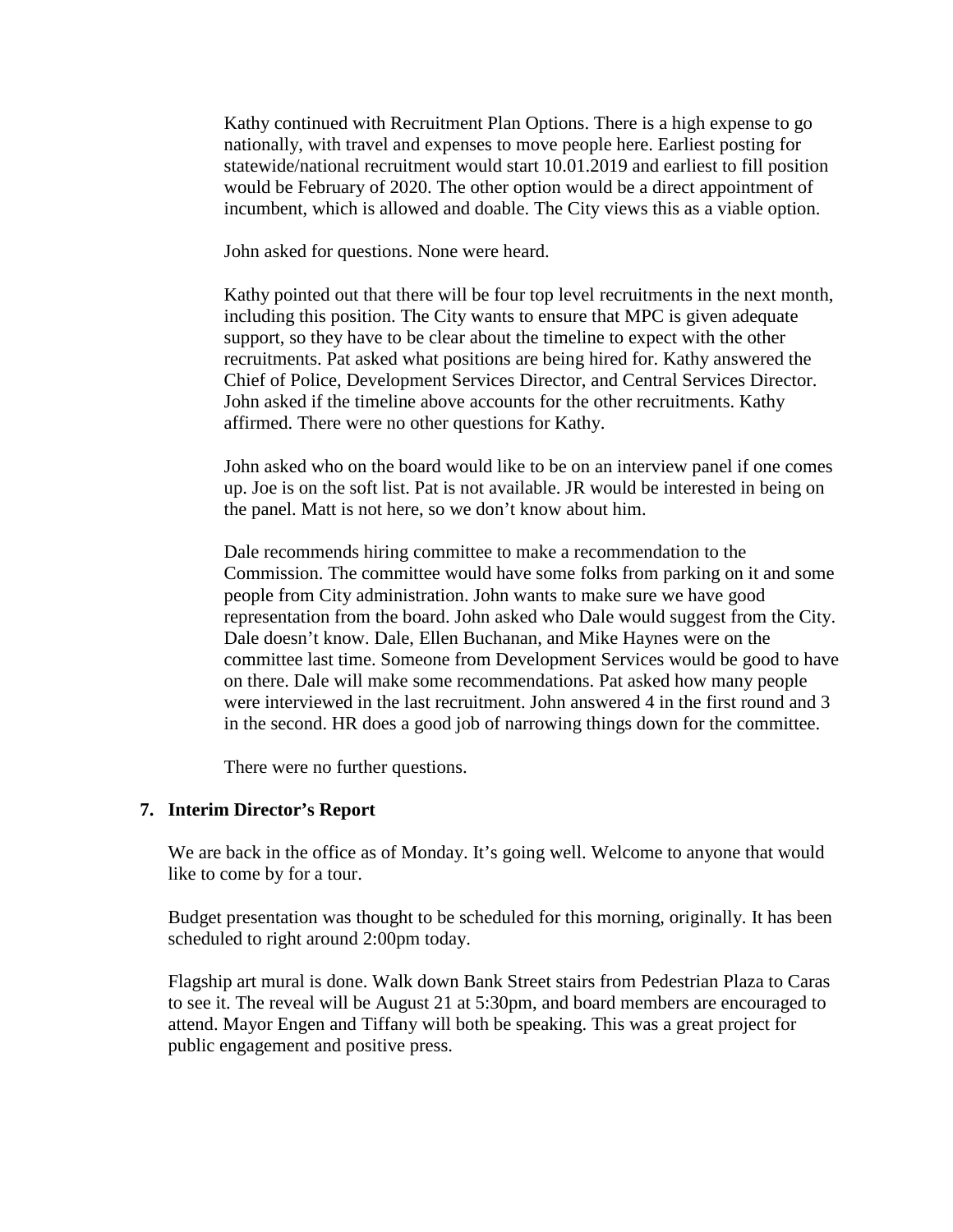Kathy continued with Recruitment Plan Options. There is a high expense to go nationally, with travel and expenses to move people here. Earliest posting for statewide/national recruitment would start 10.01.2019 and earliest to fill position would be February of 2020. The other option would be a direct appointment of incumbent, which is allowed and doable. The City views this as a viable option.

John asked for questions. None were heard.

Kathy pointed out that there will be four top level recruitments in the next month, including this position. The City wants to ensure that MPC is given adequate support, so they have to be clear about the timeline to expect with the other recruitments. Pat asked what positions are being hired for. Kathy answered the Chief of Police, Development Services Director, and Central Services Director. John asked if the timeline above accounts for the other recruitments. Kathy affirmed. There were no other questions for Kathy.

John asked who on the board would like to be on an interview panel if one comes up. Joe is on the soft list. Pat is not available. JR would be interested in being on the panel. Matt is not here, so we don't know about him.

Dale recommends hiring committee to make a recommendation to the Commission. The committee would have some folks from parking on it and some people from City administration. John wants to make sure we have good representation from the board. John asked who Dale would suggest from the City. Dale doesn't know. Dale, Ellen Buchanan, and Mike Haynes were on the committee last time. Someone from Development Services would be good to have on there. Dale will make some recommendations. Pat asked how many people were interviewed in the last recruitment. John answered 4 in the first round and 3 in the second. HR does a good job of narrowing things down for the committee.

There were no further questions.

**7. Interim Director's Report**

We are back in the office as of Monday. It's going well. Welcome to anyone that would like to come by for a tour.

Budget presentation was thought to be scheduled for this morning, originally. It has been scheduled to right around 2:00pm today.

Flagship art mural is done. Walk down Bank Street stairs from Pedestrian Plaza to Caras to see it. The reveal will be August 21 at 5:30pm, and board members are encouraged to attend. Mayor Engen and Tiffany will both be speaking. This was a great project for public engagement and positive press.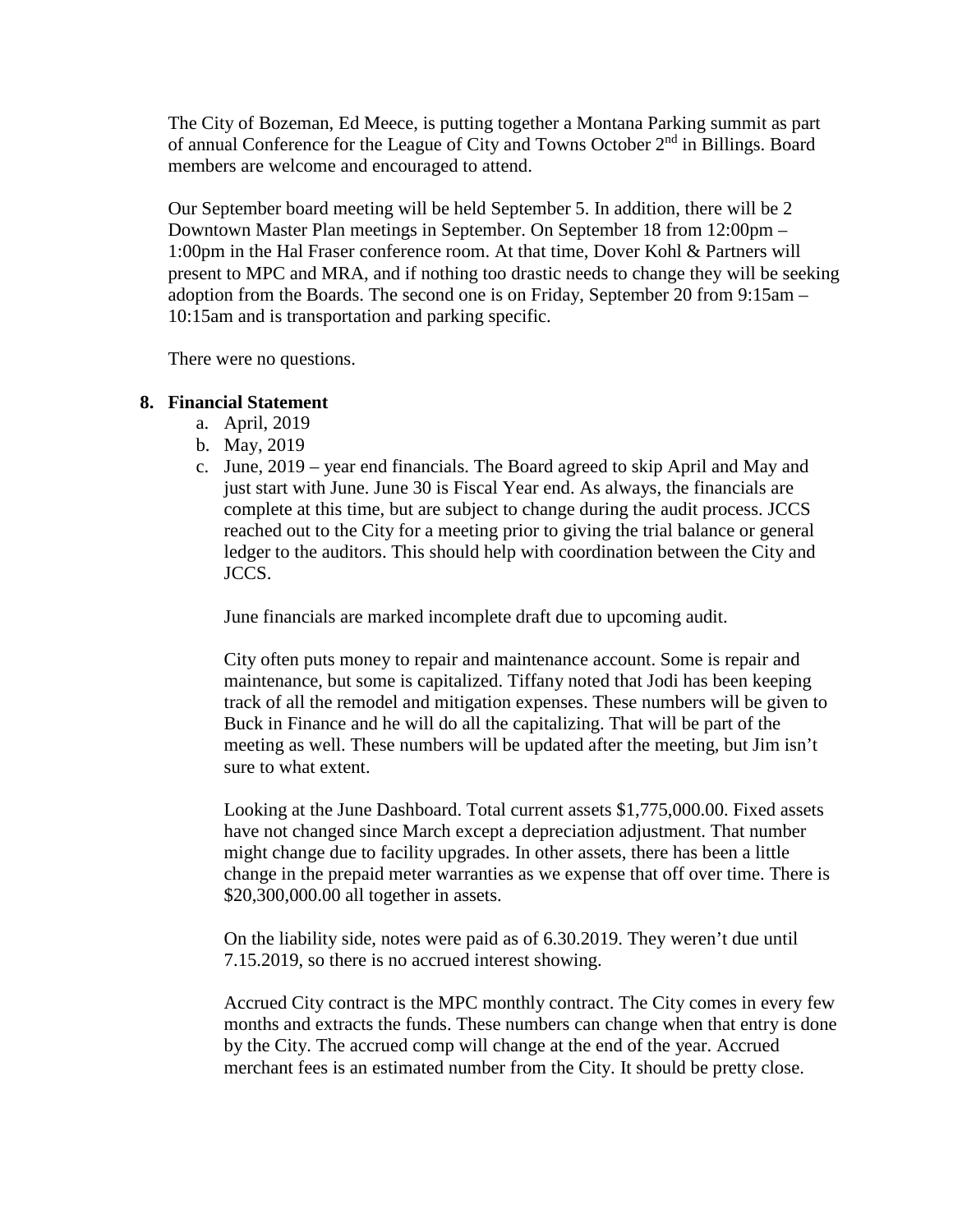The City of Bozeman, Ed Meece, is putting together a Montana Parking summit as part of annual Conference for the League of City and Towns October 2nd in Billings. Board members are welcome and encouraged to attend.

Our September board meeting will be held September 5. In addition, there will be 2 Downtown Master Plan meetings in September. On September 18 from 12:00pm – 1:00pm in the Hal Fraser conference room. At that time, Dover Kohl & Partners will present to MPC and MRA, and if nothing too drastic needs to change they will be seeking adoption from the Boards. The second one is on Friday, September 20 from 9:15am – 10:15am and is transportation and parking specific.

There were no questions.

**8. Financial Statement**

a. April, 2019
b. May, 2019
c. June, 2019 – year end financials. The Board agreed to skip April and May and just start with June. June 30 is Fiscal Year end. As always, the financials are complete at this time, but are subject to change during the audit process. JCCS reached out to the City for a meeting prior to giving the trial balance or general ledger to the auditors. This should help with coordination between the City and JCCS.

June financials are marked incomplete draft due to upcoming audit.

City often puts money to repair and maintenance account. Some is repair and maintenance, but some is capitalized. Tiffany noted that Jodi has been keeping track of all the remodel and mitigation expenses. These numbers will be given to Buck in Finance and he will do all the capitalizing. That will be part of the meeting as well. These numbers will be updated after the meeting, but Jim isn't sure to what extent.

Looking at the June Dashboard. Total current assets $1,775,000.00. Fixed assets have not changed since March except a depreciation adjustment. That number might change due to facility upgrades. In other assets, there has been a little change in the prepaid meter warranties as we expense that off over time. There is $20,300,000.00 all together in assets.

On the liability side, notes were paid as of 6.30.2019. They weren't due until 7.15.2019, so there is no accrued interest showing.

Accrued City contract is the MPC monthly contract. The City comes in every few months and extracts the funds. These numbers can change when that entry is done by the City. The accrued comp will change at the end of the year. Accrued merchant fees is an estimated number from the City. It should be pretty close.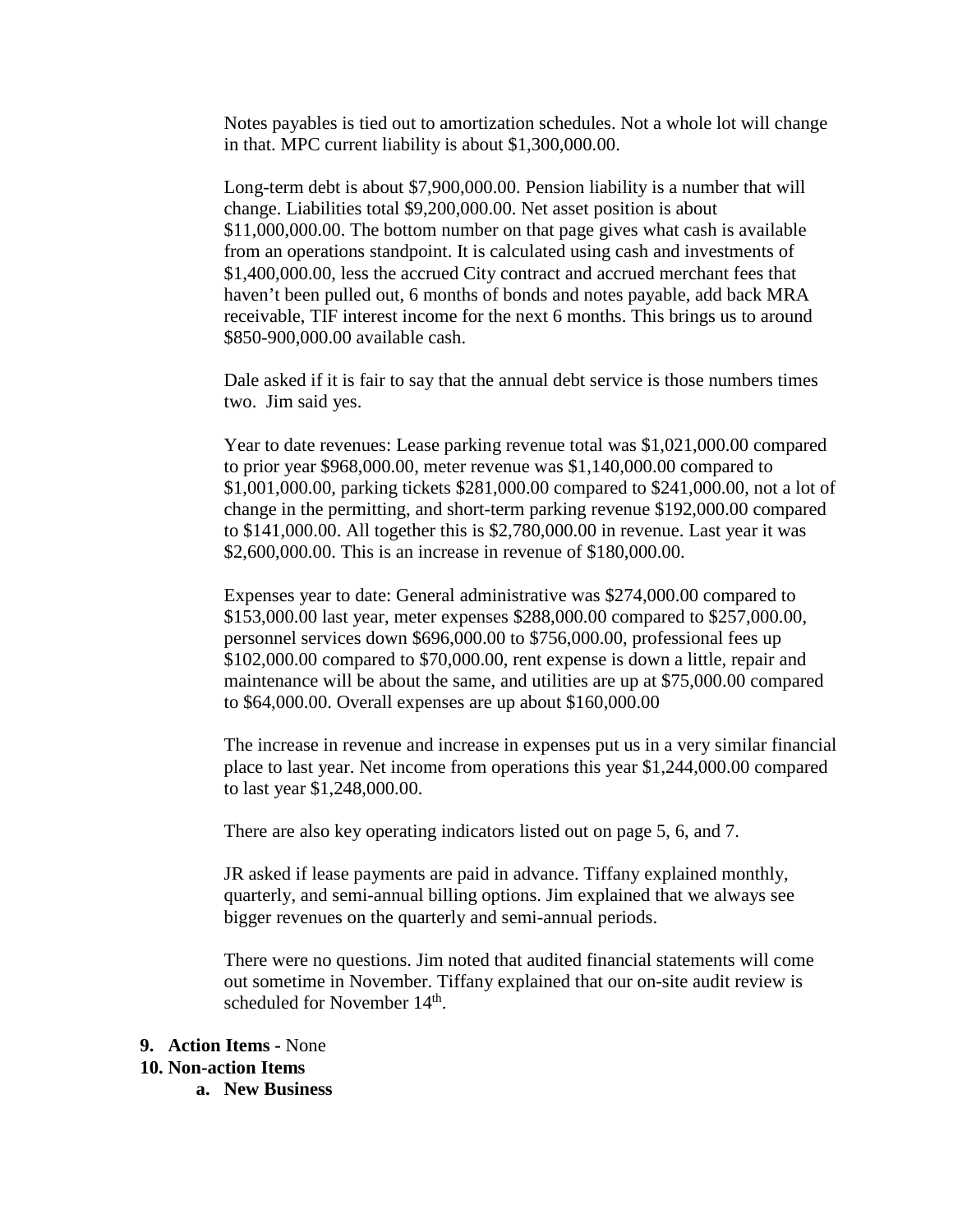Notes payables is tied out to amortization schedules. Not a whole lot will change in that. MPC current liability is about $1,300,000.00.

Long-term debt is about $7,900,000.00. Pension liability is a number that will change. Liabilities total $9,200,000.00. Net asset position is about $11,000,000.00. The bottom number on that page gives what cash is available from an operations standpoint. It is calculated using cash and investments of $1,400,000.00, less the accrued City contract and accrued merchant fees that haven't been pulled out, 6 months of bonds and notes payable, add back MRA receivable, TIF interest income for the next 6 months. This brings us to around $850-900,000.00 available cash.

Dale asked if it is fair to say that the annual debt service is those numbers times two. Jim said yes.

Year to date revenues: Lease parking revenue total was $1,021,000.00 compared to prior year $968,000.00, meter revenue was $1,140,000.00 compared to $1,001,000.00, parking tickets $281,000.00 compared to $241,000.00, not a lot of change in the permitting, and short-term parking revenue $192,000.00 compared to $141,000.00. All together this is $2,780,000.00 in revenue. Last year it was $2,600,000.00. This is an increase in revenue of $180,000.00.

Expenses year to date: General administrative was $274,000.00 compared to $153,000.00 last year, meter expenses $288,000.00 compared to $257,000.00, personnel services down $696,000.00 to $756,000.00, professional fees up $102,000.00 compared to $70,000.00, rent expense is down a little, repair and maintenance will be about the same, and utilities are up at $75,000.00 compared to $64,000.00. Overall expenses are up about $160,000.00

The increase in revenue and increase in expenses put us in a very similar financial place to last year. Net income from operations this year $1,244,000.00 compared to last year $1,248,000.00.

There are also key operating indicators listed out on page 5, 6, and 7.

JR asked if lease payments are paid in advance. Tiffany explained monthly, quarterly, and semi-annual billing options. Jim explained that we always see bigger revenues on the quarterly and semi-annual periods.

There were no questions. Jim noted that audited financial statements will come out sometime in November. Tiffany explained that our on-site audit review is scheduled for November 14th.

**9. Action Items** - None

**10. Non-action Items**

**a. New Business**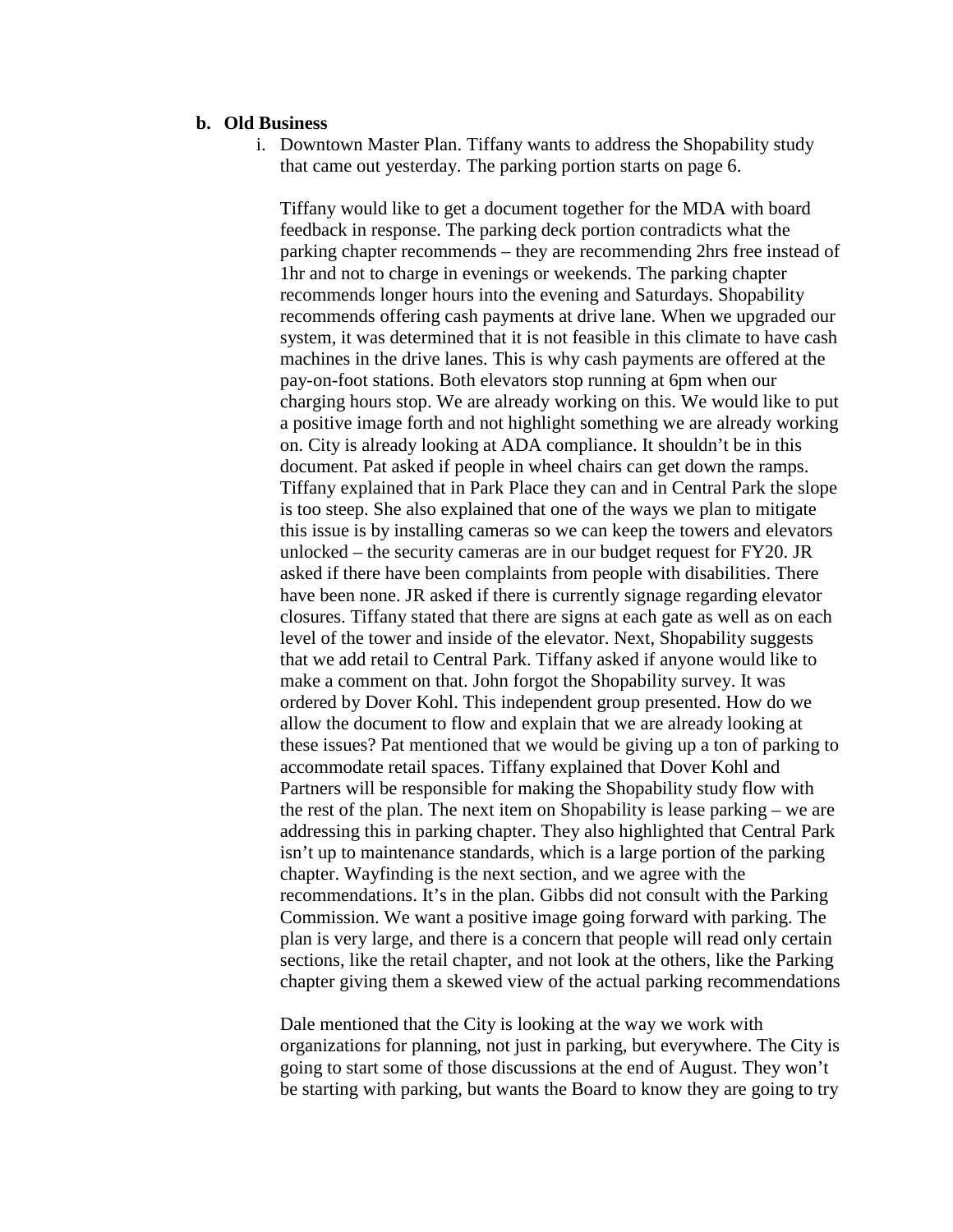**b. Old Business**

i. Downtown Master Plan. Tiffany wants to address the Shopability study that came out yesterday. The parking portion starts on page 6.

   Tiffany would like to get a document together for the MDA with board feedback in response. The parking deck portion contradicts what the parking chapter recommends – they are recommending 2hrs free instead of 1hr and not to charge in evenings or weekends. The parking chapter recommends longer hours into the evening and Saturdays. Shopability recommends offering cash payments at drive lane. When we upgraded our system, it was determined that it is not feasible in this climate to have cash machines in the drive lanes. This is why cash payments are offered at the pay-on-foot stations. Both elevators stop running at 6pm when our charging hours stop. We are already working on this. We would like to put a positive image forth and not highlight something we are already working on. City is already looking at ADA compliance. It shouldn't be in this document. Pat asked if people in wheel chairs can get down the ramps. Tiffany explained that in Park Place they can and in Central Park the slope is too steep. She also explained that one of the ways we plan to mitigate this issue is by installing cameras so we can keep the towers and elevators unlocked – the security cameras are in our budget request for FY20. JR asked if there have been complaints from people with disabilities. There have been none. JR asked if there is currently signage regarding elevator closures. Tiffany stated that there are signs at each gate as well as on each level of the tower and inside of the elevator. Next, Shopability suggests that we add retail to Central Park. Tiffany asked if anyone would like to make a comment on that. John forgot the Shopability survey. It was ordered by Dover Kohl. This independent group presented. How do we allow the document to flow and explain that we are already looking at these issues? Pat mentioned that we would be giving up a ton of parking to accommodate retail spaces. Tiffany explained that Dover Kohl and Partners will be responsible for making the Shopability study flow with the rest of the plan. The next item on Shopability is lease parking – we are addressing this in parking chapter. They also highlighted that Central Park isn't up to maintenance standards, which is a large portion of the parking chapter. Wayfinding is the next section, and we agree with the recommendations. It's in the plan. Gibbs did not consult with the Parking Commission. We want a positive image going forward with parking. The plan is very large, and there is a concern that people will read only certain sections, like the retail chapter, and not look at the others, like the Parking chapter giving them a skewed view of the actual parking recommendations

   Dale mentioned that the City is looking at the way we work with organizations for planning, not just in parking, but everywhere. The City is going to start some of those discussions at the end of August. They won't be starting with parking, but wants the Board to know they are going to try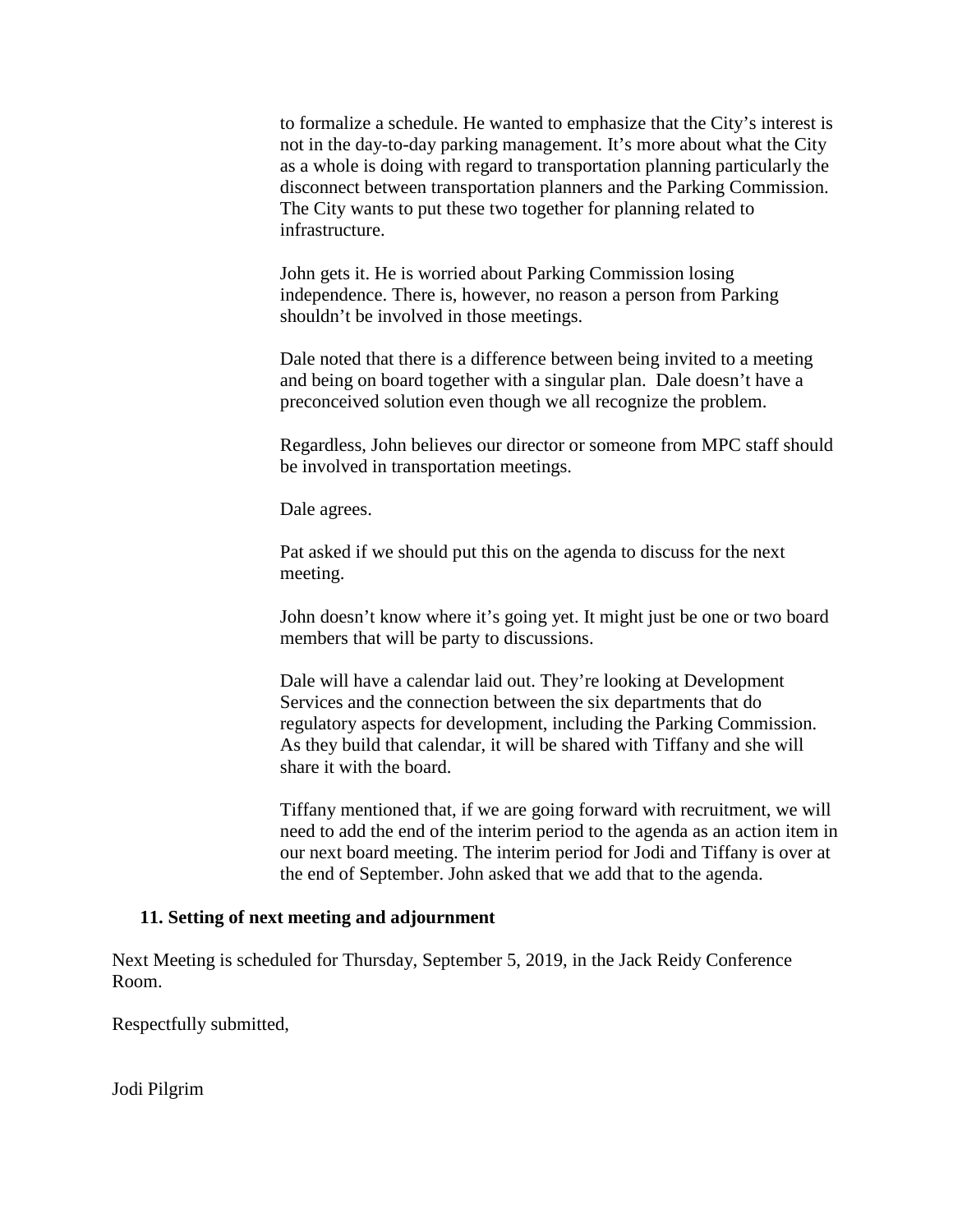to formalize a schedule. He wanted to emphasize that the City's interest is not in the day-to-day parking management. It's more about what the City as a whole is doing with regard to transportation planning particularly the disconnect between transportation planners and the Parking Commission. The City wants to put these two together for planning related to infrastructure.

John gets it. He is worried about Parking Commission losing independence. There is, however, no reason a person from Parking shouldn't be involved in those meetings.

Dale noted that there is a difference between being invited to a meeting and being on board together with a singular plan. Dale doesn't have a preconceived solution even though we all recognize the problem.

Regardless, John believes our director or someone from MPC staff should be involved in transportation meetings.

Dale agrees.

Pat asked if we should put this on the agenda to discuss for the next meeting.

John doesn't know where it's going yet. It might just be one or two board members that will be party to discussions.

Dale will have a calendar laid out. They're looking at Development Services and the connection between the six departments that do regulatory aspects for development, including the Parking Commission. As they build that calendar, it will be shared with Tiffany and she will share it with the board.

Tiffany mentioned that, if we are going forward with recruitment, we will need to add the end of the interim period to the agenda as an action item in our next board meeting. The interim period for Jodi and Tiffany is over at the end of September. John asked that we add that to the agenda.

**11. Setting of next meeting and adjournment**

Next Meeting is scheduled for Thursday, September 5, 2019, in the Jack Reidy Conference Room.

Respectfully submitted,

Jodi Pilgrim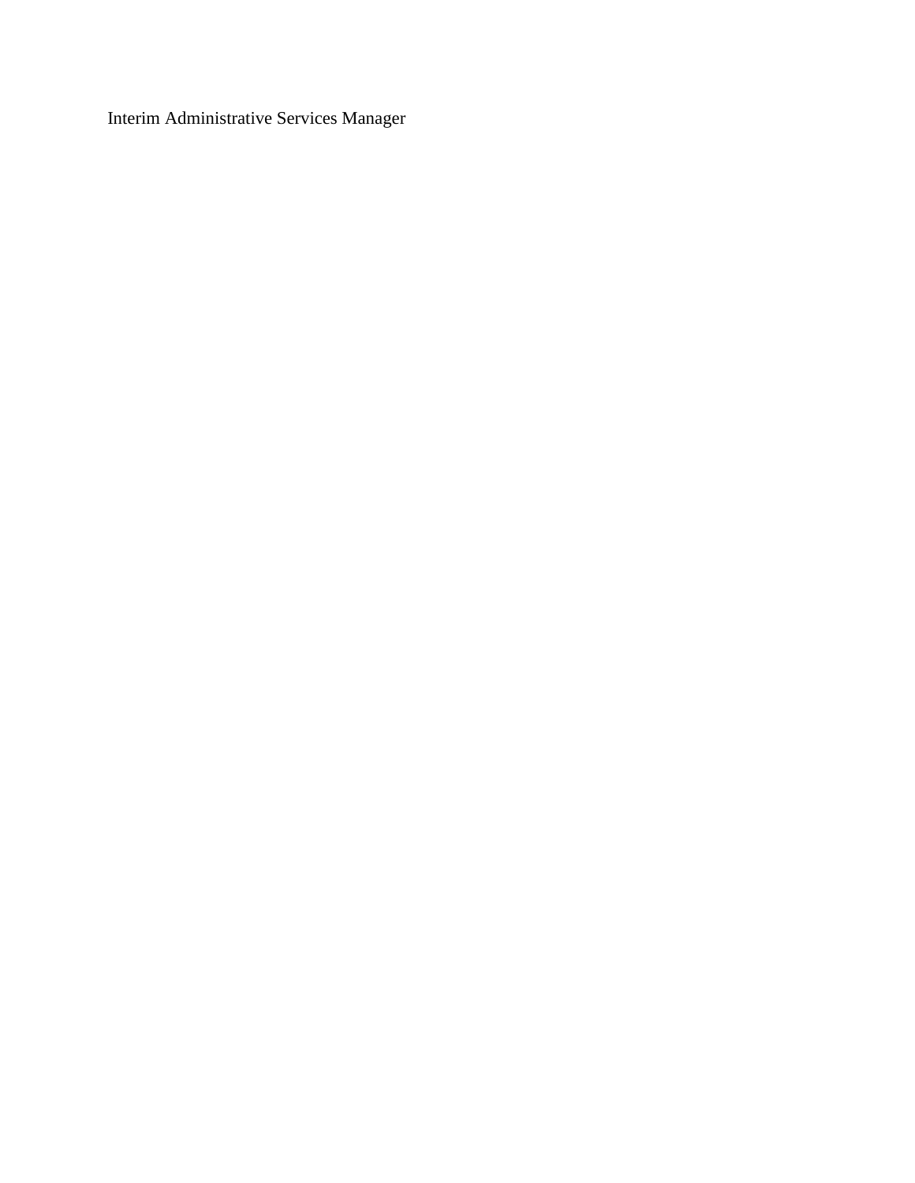Interim Administrative Services Manager